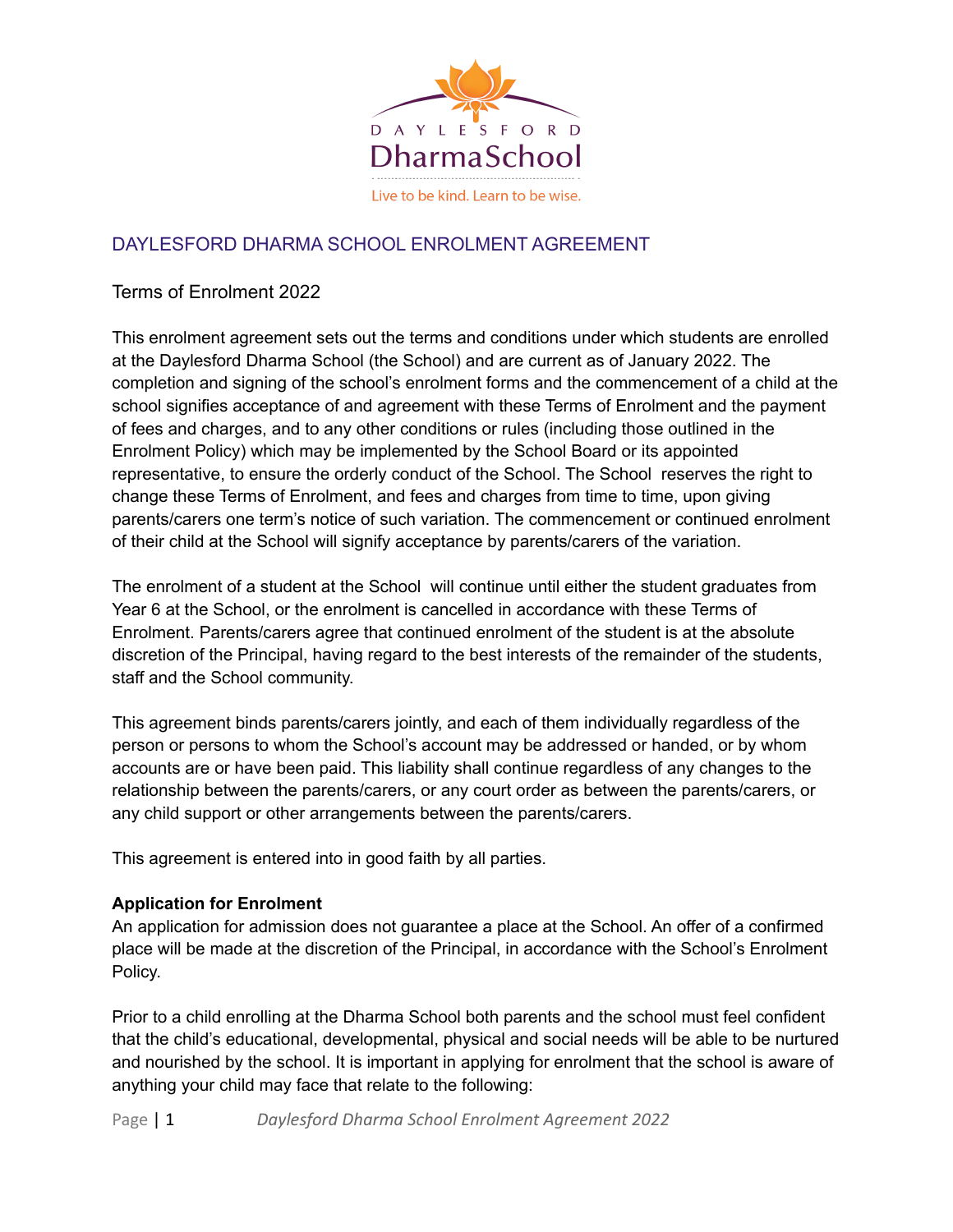DAYLESFORD
DharmaSchool
Live to be kind. Learn to be wise.

# DAYLESFORD DHARMA SCHOOL ENROLMENT AGREEMENT

## Terms of Enrolment 2022

This enrolment agreement sets out the terms and conditions under which students are enrolled at the Daylesford Dharma School (the School) and are current as of January 2022. The completion and signing of the school's enrolment forms and the commencement of a child at the school signifies acceptance of and agreement with these Terms of Enrolment and the payment of fees and charges, and to any other conditions or rules (including those outlined in the Enrolment Policy) which may be implemented by the School Board or its appointed representative, to ensure the orderly conduct of the School. The School reserves the right to change these Terms of Enrolment, and fees and charges from time to time, upon giving parents/carers one term's notice of such variation. The commencement or continued enrolment of their child at the School will signify acceptance by parents/carers of the variation.

The enrolment of a student at the School will continue until either the student graduates from Year 6 at the School, or the enrolment is cancelled in accordance with these Terms of Enrolment. Parents/carers agree that continued enrolment of the student is at the absolute discretion of the Principal, having regard to the best interests of the remainder of the students, staff and the School community.

This agreement binds parents/carers jointly, and each of them individually regardless of the person or persons to whom the School's account may be addressed or handed, or by whom accounts are or have been paid. This liability shall continue regardless of any changes to the relationship between the parents/carers, or any court order as between the parents/carers, or any child support or other arrangements between the parents/carers.

This agreement is entered into in good faith by all parties.

**Application for Enrolment**

An application for admission does not guarantee a place at the School. An offer of a confirmed place will be made at the discretion of the Principal, in accordance with the School's Enrolment Policy.

Prior to a child enrolling at the Dharma School both parents and the school must feel confident that the child's educational, developmental, physical and social needs will be able to be nurtured and nourished by the school. It is important in applying for enrolment that the school is aware of anything your child may face that relate to the following: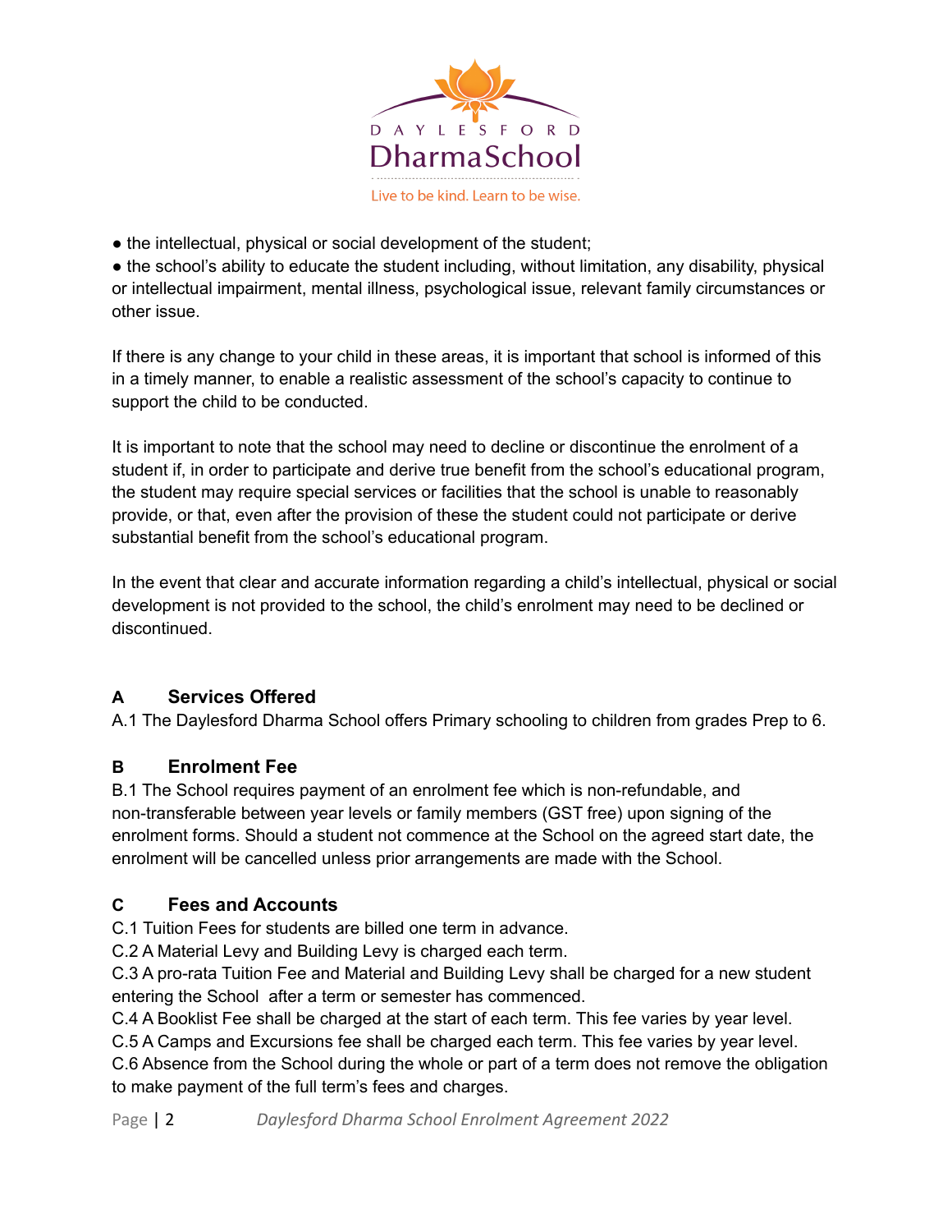- the intellectual, physical or social development of the student;
- the school's ability to educate the student including, without limitation, any disability, physical or intellectual impairment, mental illness, psychological issue, relevant family circumstances or other issue.

If there is any change to your child in these areas, it is important that school is informed of this in a timely manner, to enable a realistic assessment of the school's capacity to continue to support the child to be conducted.

It is important to note that the school may need to decline or discontinue the enrolment of a student if, in order to participate and derive true benefit from the school's educational program, the student may require special services or facilities that the school is unable to reasonably provide, or that, even after the provision of these the student could not participate or derive substantial benefit from the school's educational program.

In the event that clear and accurate information regarding a child's intellectual, physical or social development is not provided to the school, the child's enrolment may need to be declined or discontinued.

### A Services Offered

A.1 The Daylesford Dharma School offers Primary schooling to children from grades Prep to 6.

### B Enrolment Fee

B.1 The School requires payment of an enrolment fee which is non-refundable, and non-transferable between year levels or family members (GST free) upon signing of the enrolment forms. Should a student not commence at the School on the agreed start date, the enrolment will be cancelled unless prior arrangements are made with the School.

### C Fees and Accounts

C.1 Tuition Fees for students are billed one term in advance.
C.2 A Material Levy and Building Levy is charged each term.
C.3 A pro-rata Tuition Fee and Material and Building Levy shall be charged for a new student entering the School after a term or semester has commenced.
C.4 A Booklist Fee shall be charged at the start of each term. This fee varies by year level.
C.5 A Camps and Excursions fee shall be charged each term. This fee varies by year level.
C.6 Absence from the School during the whole or part of a term does not remove the obligation to make payment of the full term's fees and charges.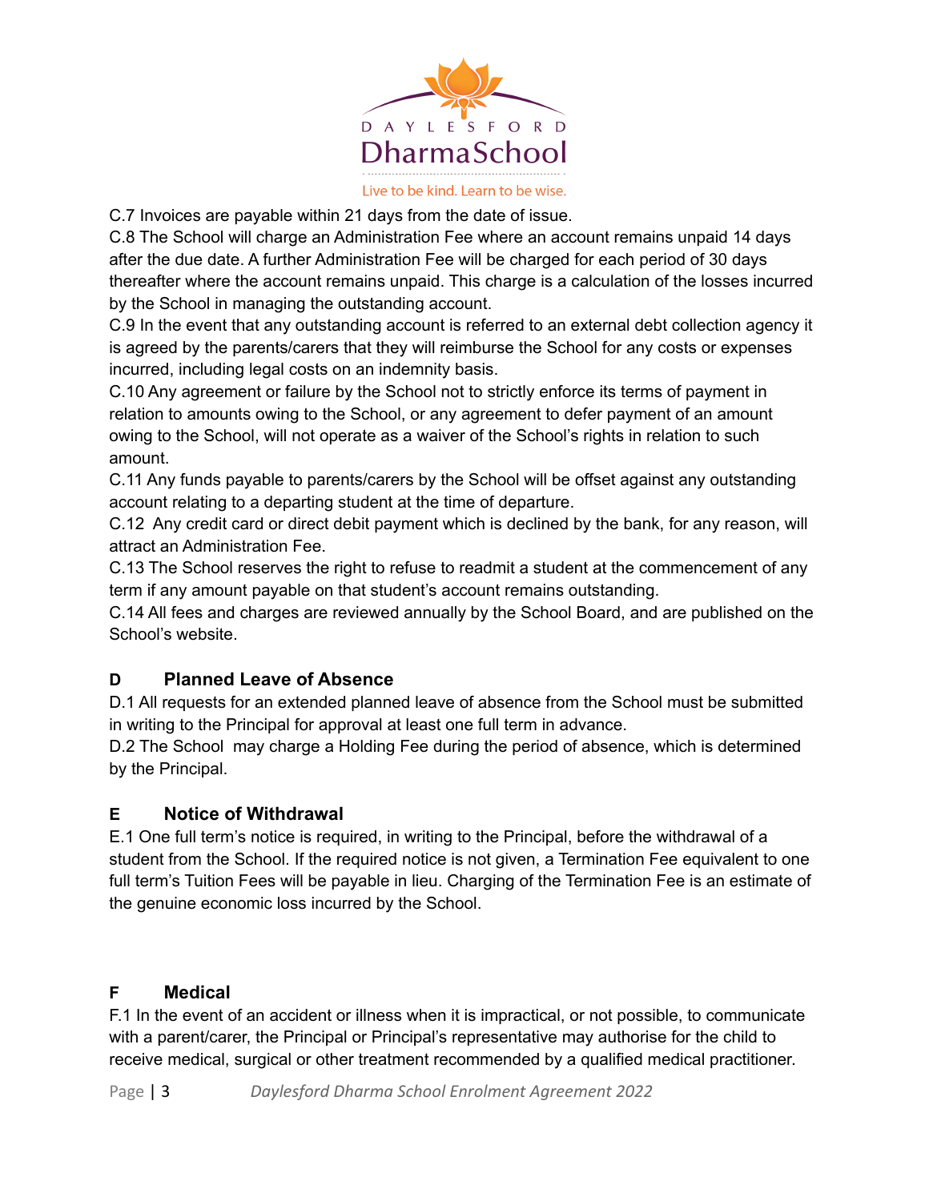C.7 Invoices are payable within 21 days from the date of issue.

C.8 The School will charge an Administration Fee where an account remains unpaid 14 days after the due date. A further Administration Fee will be charged for each period of 30 days thereafter where the account remains unpaid. This charge is a calculation of the losses incurred by the School in managing the outstanding account.

C.9 In the event that any outstanding account is referred to an external debt collection agency it is agreed by the parents/carers that they will reimburse the School for any costs or expenses incurred, including legal costs on an indemnity basis.

C.10 Any agreement or failure by the School not to strictly enforce its terms of payment in relation to amounts owing to the School, or any agreement to defer payment of an amount owing to the School, will not operate as a waiver of the School's rights in relation to such amount.

C.11 Any funds payable to parents/carers by the School will be offset against any outstanding account relating to a departing student at the time of departure.

C.12 Any credit card or direct debit payment which is declined by the bank, for any reason, will attract an Administration Fee.

C.13 The School reserves the right to refuse to readmit a student at the commencement of any term if any amount payable on that student's account remains outstanding.

C.14 All fees and charges are reviewed annually by the School Board, and are published on the School's website.

## D Planned Leave of Absence

D.1 All requests for an extended planned leave of absence from the School must be submitted in writing to the Principal for approval at least one full term in advance.

D.2 The School may charge a Holding Fee during the period of absence, which is determined by the Principal.

## E Notice of Withdrawal

E.1 One full term's notice is required, in writing to the Principal, before the withdrawal of a student from the School. If the required notice is not given, a Termination Fee equivalent to one full term's Tuition Fees will be payable in lieu. Charging of the Termination Fee is an estimate of the genuine economic loss incurred by the School.

## F Medical

F.1 In the event of an accident or illness when it is impractical, or not possible, to communicate with a parent/carer, the Principal or Principal's representative may authorise for the child to receive medical, surgical or other treatment recommended by a qualified medical practitioner.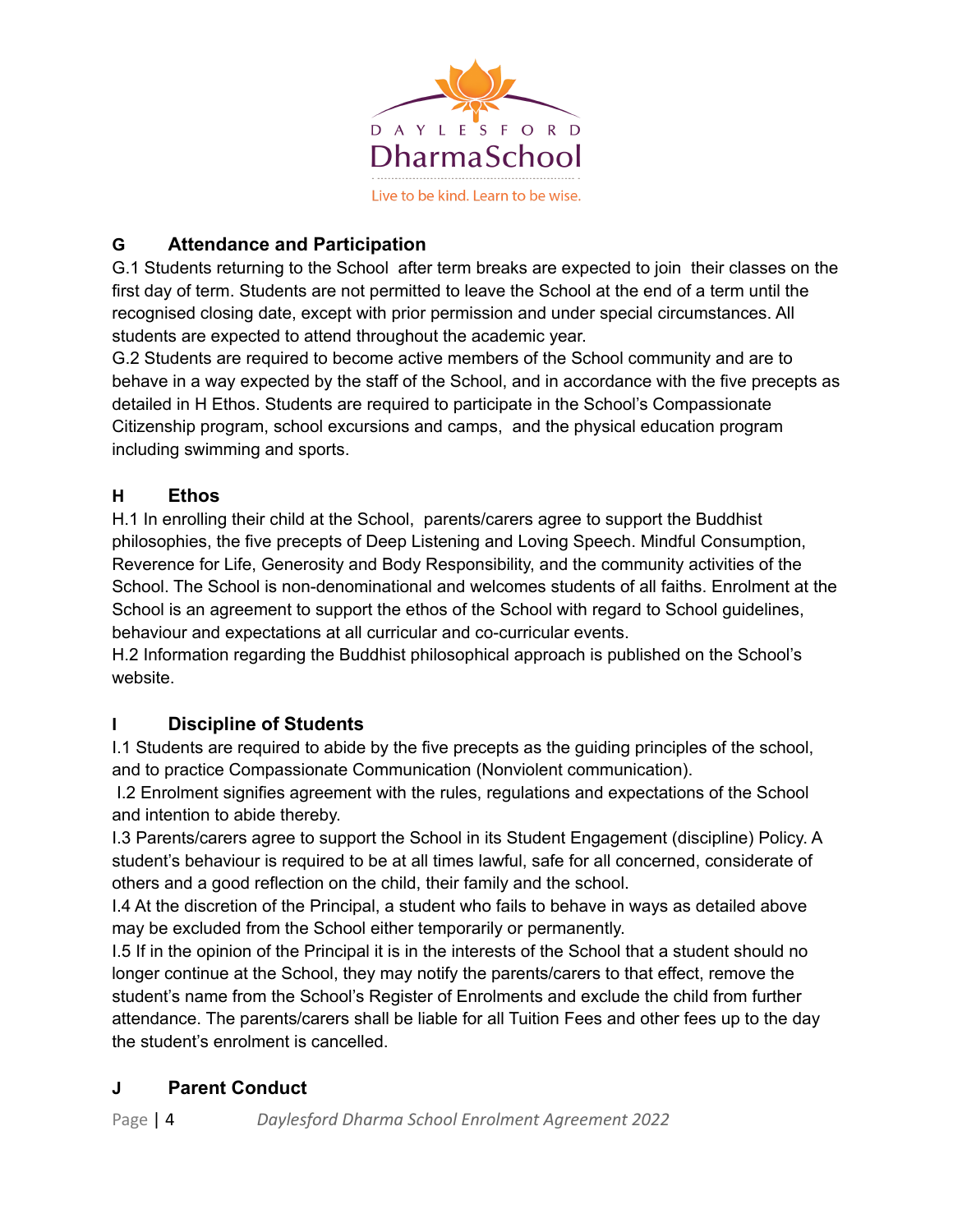## G Attendance and Participation

G.1 Students returning to the School after term breaks are expected to join their classes on the first day of term. Students are not permitted to leave the School at the end of a term until the recognised closing date, except with prior permission and under special circumstances. All students are expected to attend throughout the academic year.

G.2 Students are required to become active members of the School community and are to behave in a way expected by the staff of the School, and in accordance with the five precepts as detailed in H Ethos. Students are required to participate in the School's Compassionate Citizenship program, school excursions and camps, and the physical education program including swimming and sports.

## H Ethos

H.1 In enrolling their child at the School, parents/carers agree to support the Buddhist philosophies, the five precepts of Deep Listening and Loving Speech. Mindful Consumption, Reverence for Life, Generosity and Body Responsibility, and the community activities of the School. The School is non-denominational and welcomes students of all faiths. Enrolment at the School is an agreement to support the ethos of the School with regard to School guidelines, behaviour and expectations at all curricular and co-curricular events.

H.2 Information regarding the Buddhist philosophical approach is published on the School's website.

## I Discipline of Students

I.1 Students are required to abide by the five precepts as the guiding principles of the school, and to practice Compassionate Communication (Nonviolent communication).

I.2 Enrolment signifies agreement with the rules, regulations and expectations of the School and intention to abide thereby.

I.3 Parents/carers agree to support the School in its Student Engagement (discipline) Policy. A student's behaviour is required to be at all times lawful, safe for all concerned, considerate of others and a good reflection on the child, their family and the school.

I.4 At the discretion of the Principal, a student who fails to behave in ways as detailed above may be excluded from the School either temporarily or permanently.

I.5 If in the opinion of the Principal it is in the interests of the School that a student should no longer continue at the School, they may notify the parents/carers to that effect, remove the student's name from the School's Register of Enrolments and exclude the child from further attendance. The parents/carers shall be liable for all Tuition Fees and other fees up to the day the student's enrolment is cancelled.

## J Parent Conduct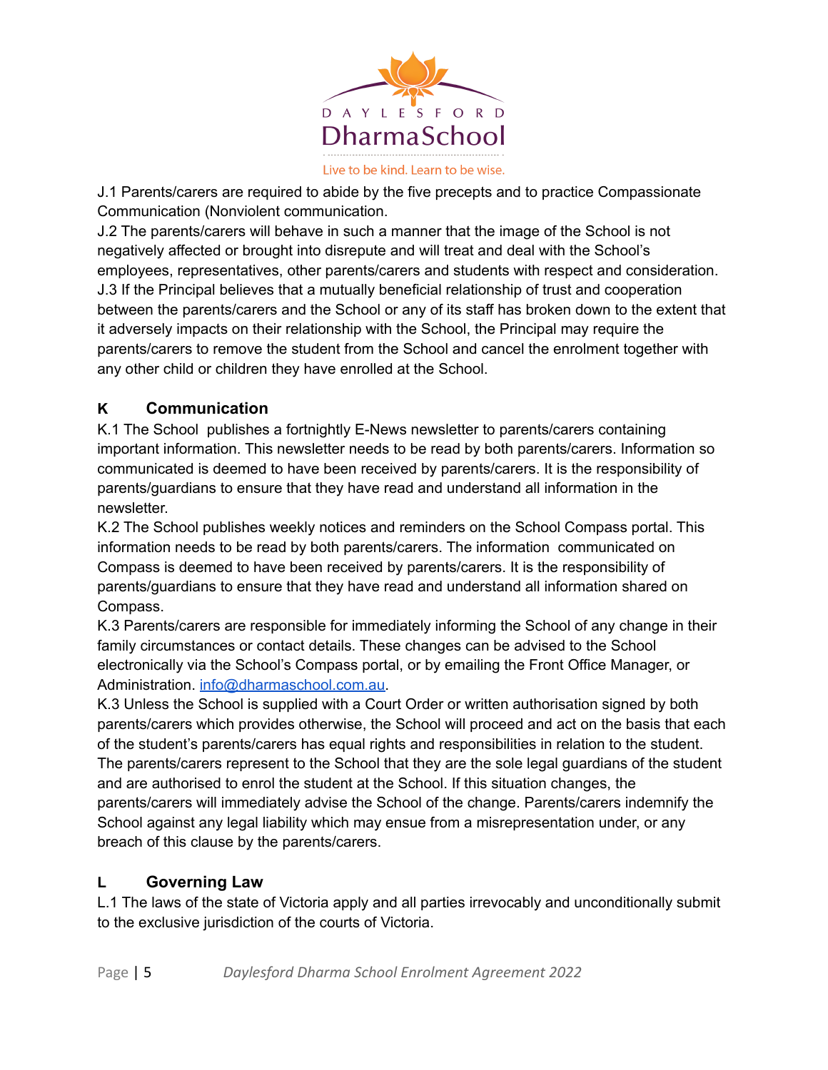J.1 Parents/carers are required to abide by the five precepts and to practice Compassionate Communication (Nonviolent communication.

J.2 The parents/carers will behave in such a manner that the image of the School is not negatively affected or brought into disrepute and will treat and deal with the School's employees, representatives, other parents/carers and students with respect and consideration.

J.3 If the Principal believes that a mutually beneficial relationship of trust and cooperation between the parents/carers and the School or any of its staff has broken down to the extent that it adversely impacts on their relationship with the School, the Principal may require the parents/carers to remove the student from the School and cancel the enrolment together with any other child or children they have enrolled at the School.

## K Communication

K.1 The School publishes a fortnightly E-News newsletter to parents/carers containing important information. This newsletter needs to be read by both parents/carers. Information so communicated is deemed to have been received by parents/carers. It is the responsibility of parents/guardians to ensure that they have read and understand all information in the newsletter.

K.2 The School publishes weekly notices and reminders on the School Compass portal. This information needs to be read by both parents/carers. The information communicated on Compass is deemed to have been received by parents/carers. It is the responsibility of parents/guardians to ensure that they have read and understand all information shared on Compass.

K.3 Parents/carers are responsible for immediately informing the School of any change in their family circumstances or contact details. These changes can be advised to the School electronically via the School's Compass portal, or by emailing the Front Office Manager, or Administration. info@dharmaschool.com.au.

K.3 Unless the School is supplied with a Court Order or written authorisation signed by both parents/carers which provides otherwise, the School will proceed and act on the basis that each of the student's parents/carers has equal rights and responsibilities in relation to the student. The parents/carers represent to the School that they are the sole legal guardians of the student and are authorised to enrol the student at the School. If this situation changes, the parents/carers will immediately advise the School of the change. Parents/carers indemnify the School against any legal liability which may ensue from a misrepresentation under, or any breach of this clause by the parents/carers.

## L Governing Law

L.1 The laws of the state of Victoria apply and all parties irrevocably and unconditionally submit to the exclusive jurisdiction of the courts of Victoria.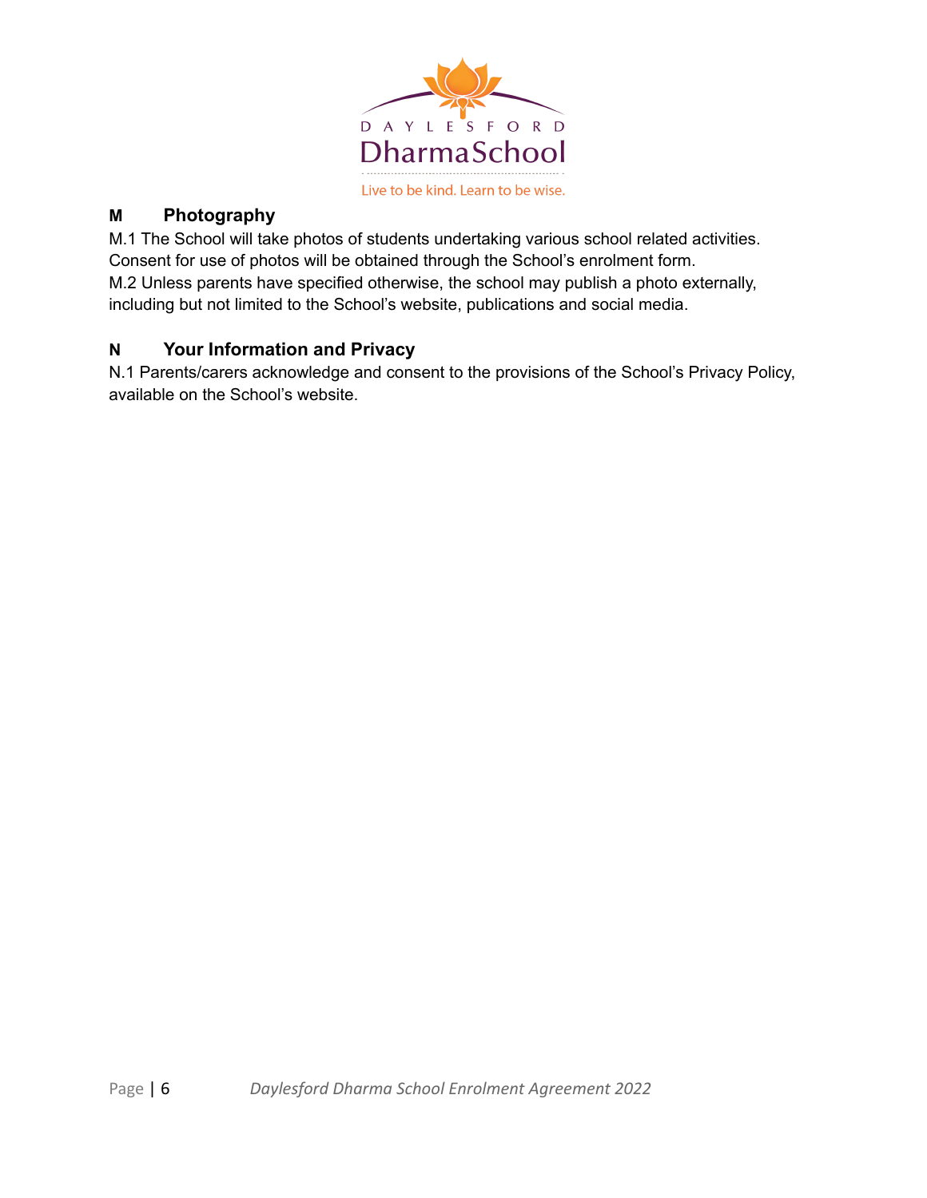## M Photography

M.1 The School will take photos of students undertaking various school related activities. Consent for use of photos will be obtained through the School's enrolment form.
M.2 Unless parents have specified otherwise, the school may publish a photo externally, including but not limited to the School's website, publications and social media.

## N Your Information and Privacy

N.1 Parents/carers acknowledge and consent to the provisions of the School's Privacy Policy, available on the School's website.